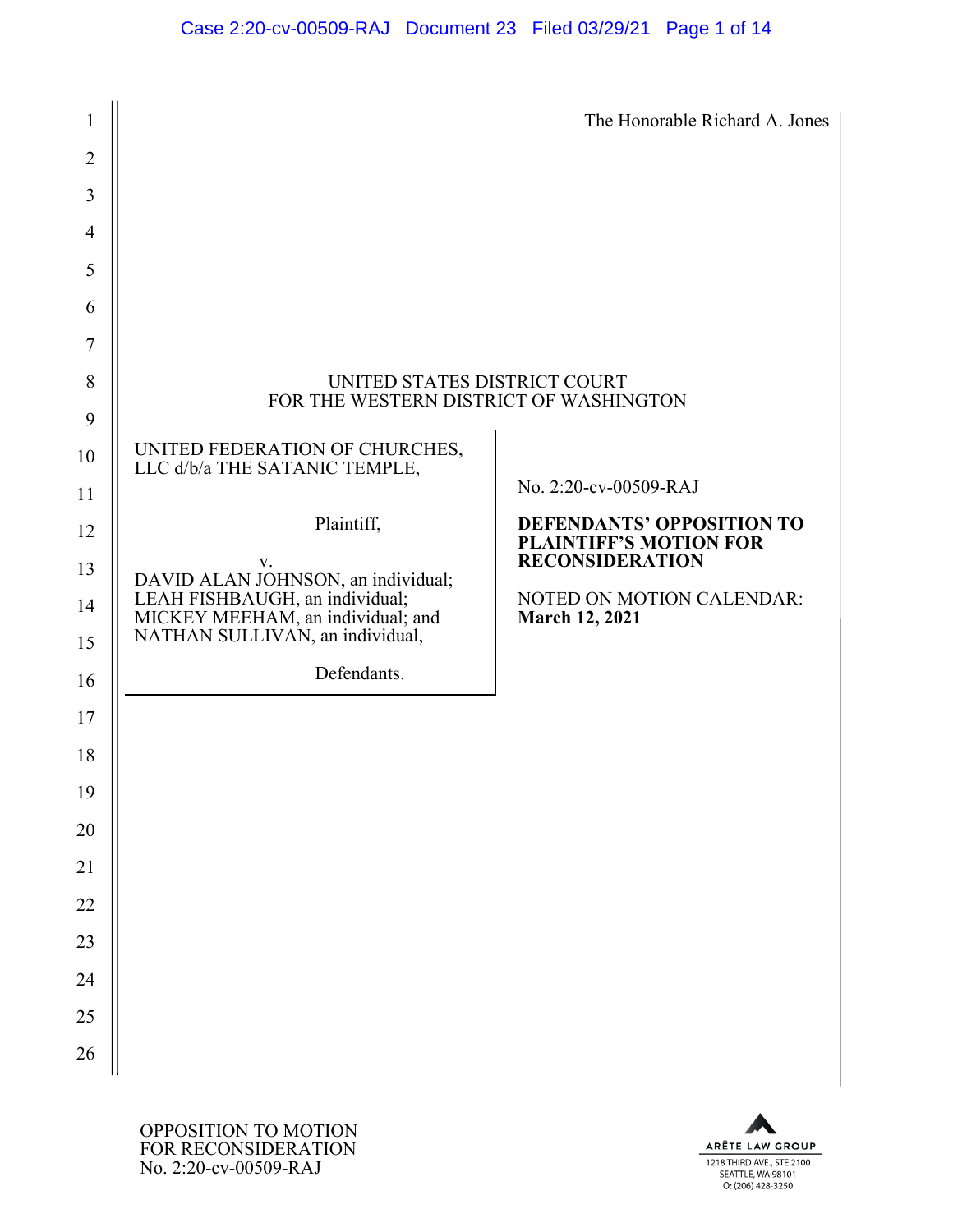The Honorable Richard A. Jones

UNITED STATES DISTRICT COURT
FOR THE WESTERN DISTRICT OF WASHINGTON

UNITED FEDERATION OF CHURCHES, LLC d/b/a THE SATANIC TEMPLE,

Plaintiff,

v.

DAVID ALAN JOHNSON, an individual; LEAH FISHBAUGH, an individual; MICKEY MEEHAM, an individual; and NATHAN SULLIVAN, an individual,

Defendants.

No. 2:20-cv-00509-RAJ

**DEFENDANTS' OPPOSITION TO PLAINTIFF'S MOTION FOR RECONSIDERATION**

NOTED ON MOTION CALENDAR: **March 12, 2021**

OPPOSITION TO MOTION FOR RECONSIDERATION
No. 2:20-cv-00509-RAJ

ARÊTE LAW GROUP
1218 THIRD AVE., STE 2100
SEATTLE, WA 98101
O: (206) 428-3250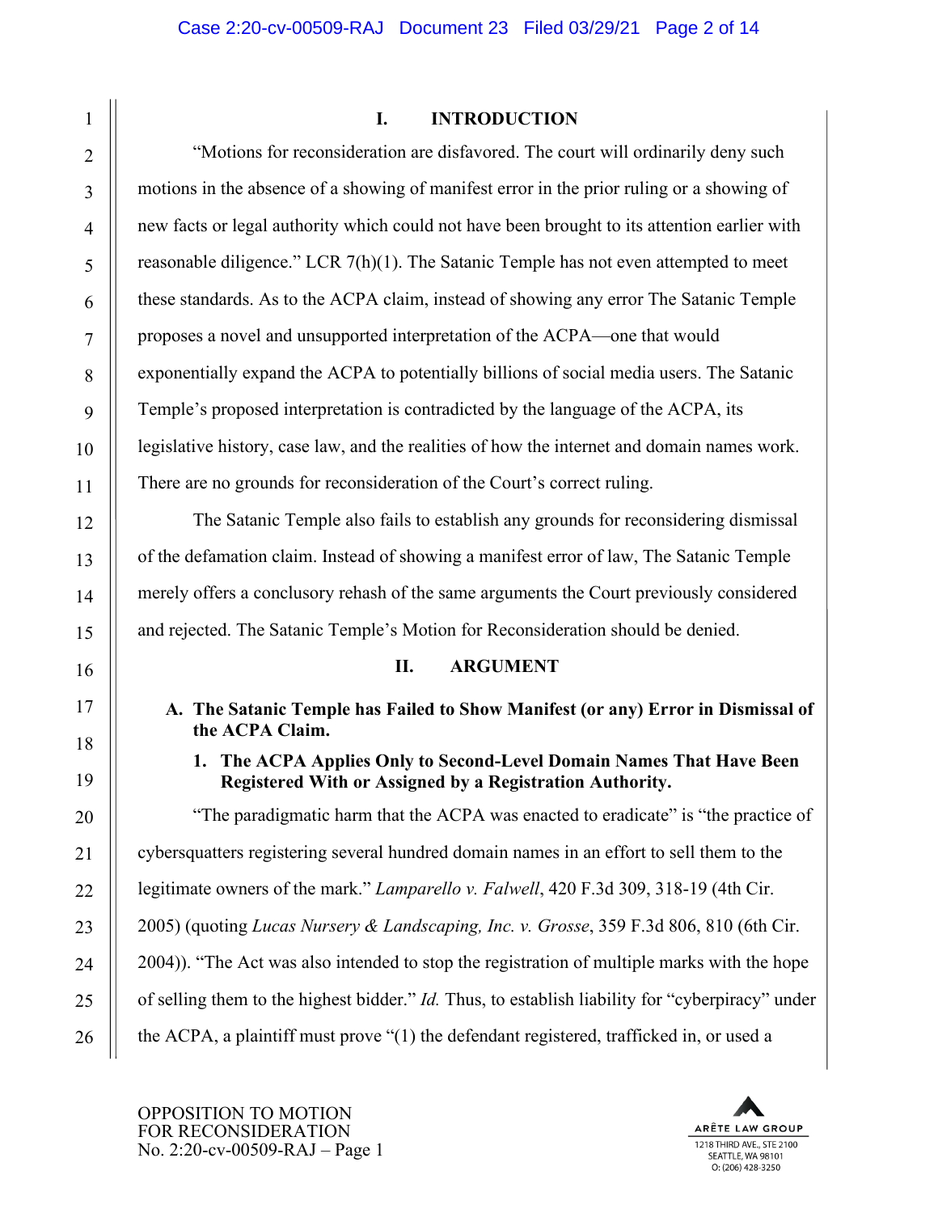## I. INTRODUCTION

"Motions for reconsideration are disfavored. The court will ordinarily deny such motions in the absence of a showing of manifest error in the prior ruling or a showing of new facts or legal authority which could not have been brought to its attention earlier with reasonable diligence." LCR 7(h)(1). The Satanic Temple has not even attempted to meet these standards. As to the ACPA claim, instead of showing any error The Satanic Temple proposes a novel and unsupported interpretation of the ACPA—one that would exponentially expand the ACPA to potentially billions of social media users. The Satanic Temple's proposed interpretation is contradicted by the language of the ACPA, its legislative history, case law, and the realities of how the internet and domain names work. There are no grounds for reconsideration of the Court's correct ruling.

The Satanic Temple also fails to establish any grounds for reconsidering dismissal of the defamation claim. Instead of showing a manifest error of law, The Satanic Temple merely offers a conclusory rehash of the same arguments the Court previously considered and rejected. The Satanic Temple's Motion for Reconsideration should be denied.

## II. ARGUMENT

### A. The Satanic Temple has Failed to Show Manifest (or any) Error in Dismissal of the ACPA Claim.

#### 1. The ACPA Applies Only to Second-Level Domain Names That Have Been Registered With or Assigned by a Registration Authority.

"The paradigmatic harm that the ACPA was enacted to eradicate" is "the practice of cybersquatters registering several hundred domain names in an effort to sell them to the legitimate owners of the mark." *Lamparello v. Falwell*, 420 F.3d 309, 318-19 (4th Cir. 2005) (quoting *Lucas Nursery & Landscaping, Inc. v. Grosse*, 359 F.3d 806, 810 (6th Cir. 2004)). "The Act was also intended to stop the registration of multiple marks with the hope of selling them to the highest bidder." *Id.* Thus, to establish liability for "cyberpiracy" under the ACPA, a plaintiff must prove "(1) the defendant registered, trafficked in, or used a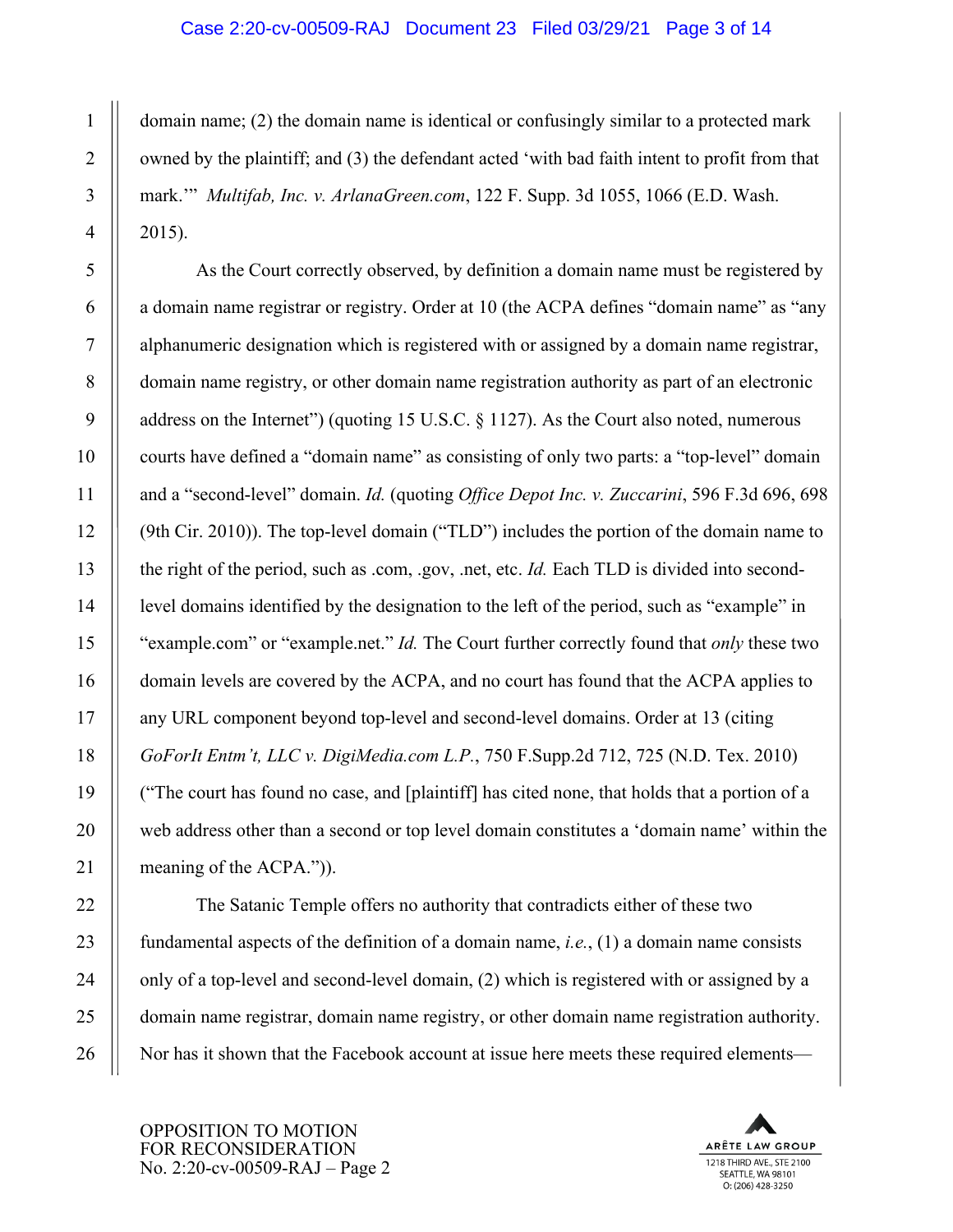domain name; (2) the domain name is identical or confusingly similar to a protected mark owned by the plaintiff; and (3) the defendant acted 'with bad faith intent to profit from that mark.'" *Multifab, Inc. v. ArlanaGreen.com*, 122 F. Supp. 3d 1055, 1066 (E.D. Wash. 2015).

As the Court correctly observed, by definition a domain name must be registered by a domain name registrar or registry. Order at 10 (the ACPA defines "domain name" as "any alphanumeric designation which is registered with or assigned by a domain name registrar, domain name registry, or other domain name registration authority as part of an electronic address on the Internet") (quoting 15 U.S.C. § 1127). As the Court also noted, numerous courts have defined a "domain name" as consisting of only two parts: a "top-level" domain and a "second-level" domain. *Id.* (quoting *Office Depot Inc. v. Zuccarini*, 596 F.3d 696, 698 (9th Cir. 2010)). The top-level domain ("TLD") includes the portion of the domain name to the right of the period, such as .com, .gov, .net, etc. *Id.* Each TLD is divided into second-level domains identified by the designation to the left of the period, such as "example" in "example.com" or "example.net." *Id.* The Court further correctly found that *only* these two domain levels are covered by the ACPA, and no court has found that the ACPA applies to any URL component beyond top-level and second-level domains. Order at 13 (citing *GoForIt Entm't, LLC v. DigiMedia.com L.P.*, 750 F.Supp.2d 712, 725 (N.D. Tex. 2010) ("The court has found no case, and [plaintiff] has cited none, that holds that a portion of a web address other than a second or top level domain constitutes a 'domain name' within the meaning of the ACPA.")).

The Satanic Temple offers no authority that contradicts either of these two fundamental aspects of the definition of a domain name, *i.e.*, (1) a domain name consists only of a top-level and second-level domain, (2) which is registered with or assigned by a domain name registrar, domain name registry, or other domain name registration authority. Nor has it shown that the Facebook account at issue here meets these required elements—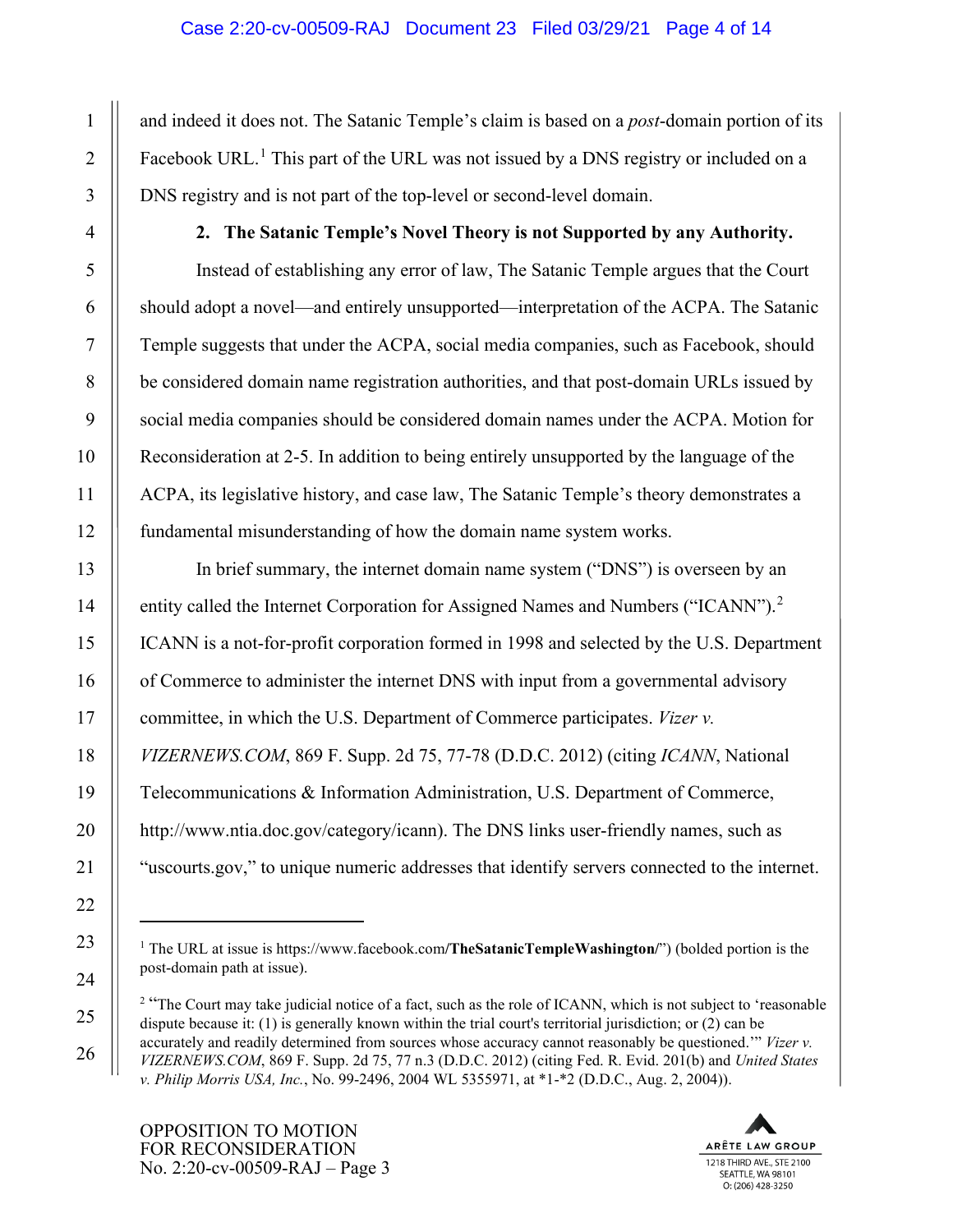and indeed it does not. The Satanic Temple's claim is based on a *post*-domain portion of its Facebook URL.[1] This part of the URL was not issued by a DNS registry or included on a DNS registry and is not part of the top-level or second-level domain.

**2. The Satanic Temple's Novel Theory is not Supported by any Authority.**

Instead of establishing any error of law, The Satanic Temple argues that the Court should adopt a novel—and entirely unsupported—interpretation of the ACPA. The Satanic Temple suggests that under the ACPA, social media companies, such as Facebook, should be considered domain name registration authorities, and that post-domain URLs issued by social media companies should be considered domain names under the ACPA. Motion for Reconsideration at 2-5. In addition to being entirely unsupported by the language of the ACPA, its legislative history, and case law, The Satanic Temple's theory demonstrates a fundamental misunderstanding of how the domain name system works.

In brief summary, the internet domain name system ("DNS") is overseen by an entity called the Internet Corporation for Assigned Names and Numbers ("ICANN").[2] ICANN is a not-for-profit corporation formed in 1998 and selected by the U.S. Department of Commerce to administer the internet DNS with input from a governmental advisory committee, in which the U.S. Department of Commerce participates. *Vizer v. VIZERNEWS.COM*, 869 F. Supp. 2d 75, 77-78 (D.D.C. 2012) (citing *ICANN*, National Telecommunications & Information Administration, U.S. Department of Commerce, http://www.ntia.doc.gov/category/icann). The DNS links user-friendly names, such as "uscourts.gov," to unique numeric addresses that identify servers connected to the internet.

---

[1] The URL at issue is https://www.facebook.com/**TheSatanicTempleWashington/**") (bolded portion is the post-domain path at issue).

[2] "The Court may take judicial notice of a fact, such as the role of ICANN, which is not subject to 'reasonable dispute because it: (1) is generally known within the trial court's territorial jurisdiction; or (2) can be accurately and readily determined from sources whose accuracy cannot reasonably be questioned.'" *Vizer v. VIZERNEWS.COM*, 869 F. Supp. 2d 75, 77 n.3 (D.D.C. 2012) (citing Fed. R. Evid. 201(b) and *United States v. Philip Morris USA, Inc.*, No. 99-2496, 2004 WL 5355971, at *1-*2 (D.D.C., Aug. 2, 2004)).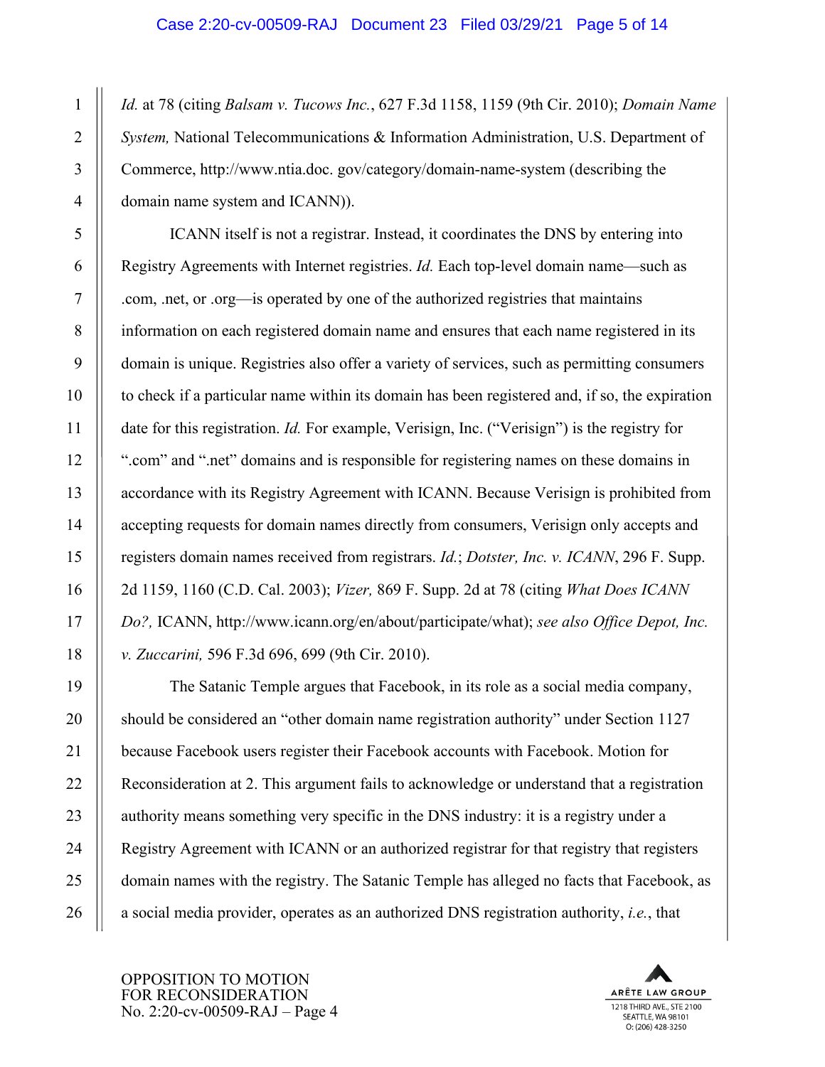*Id.* at 78 (citing *Balsam v. Tucows Inc.*, 627 F.3d 1158, 1159 (9th Cir. 2010); *Domain Name System,* National Telecommunications & Information Administration, U.S. Department of Commerce, http://www.ntia.doc. gov/category/domain-name-system (describing the domain name system and ICANN)).

ICANN itself is not a registrar. Instead, it coordinates the DNS by entering into Registry Agreements with Internet registries. *Id.* Each top-level domain name—such as .com, .net, or .org—is operated by one of the authorized registries that maintains information on each registered domain name and ensures that each name registered in its domain is unique. Registries also offer a variety of services, such as permitting consumers to check if a particular name within its domain has been registered and, if so, the expiration date for this registration. *Id.* For example, Verisign, Inc. ("Verisign") is the registry for ".com" and ".net" domains and is responsible for registering names on these domains in accordance with its Registry Agreement with ICANN. Because Verisign is prohibited from accepting requests for domain names directly from consumers, Verisign only accepts and registers domain names received from registrars. *Id.*; *Dotster, Inc. v. ICANN*, 296 F. Supp. 2d 1159, 1160 (C.D. Cal. 2003); *Vizer,* 869 F. Supp. 2d at 78 (citing *What Does ICANN Do?,* ICANN, http://www.icann.org/en/about/participate/what); *see also Office Depot, Inc. v. Zuccarini,* 596 F.3d 696, 699 (9th Cir. 2010).

The Satanic Temple argues that Facebook, in its role as a social media company, should be considered an "other domain name registration authority" under Section 1127 because Facebook users register their Facebook accounts with Facebook. Motion for Reconsideration at 2. This argument fails to acknowledge or understand that a registration authority means something very specific in the DNS industry: it is a registry under a Registry Agreement with ICANN or an authorized registrar for that registry that registers domain names with the registry. The Satanic Temple has alleged no facts that Facebook, as a social media provider, operates as an authorized DNS registration authority, *i.e.*, that

OPPOSITION TO MOTION FOR RECONSIDERATION
No. 2:20-cv-00509-RAJ – Page 4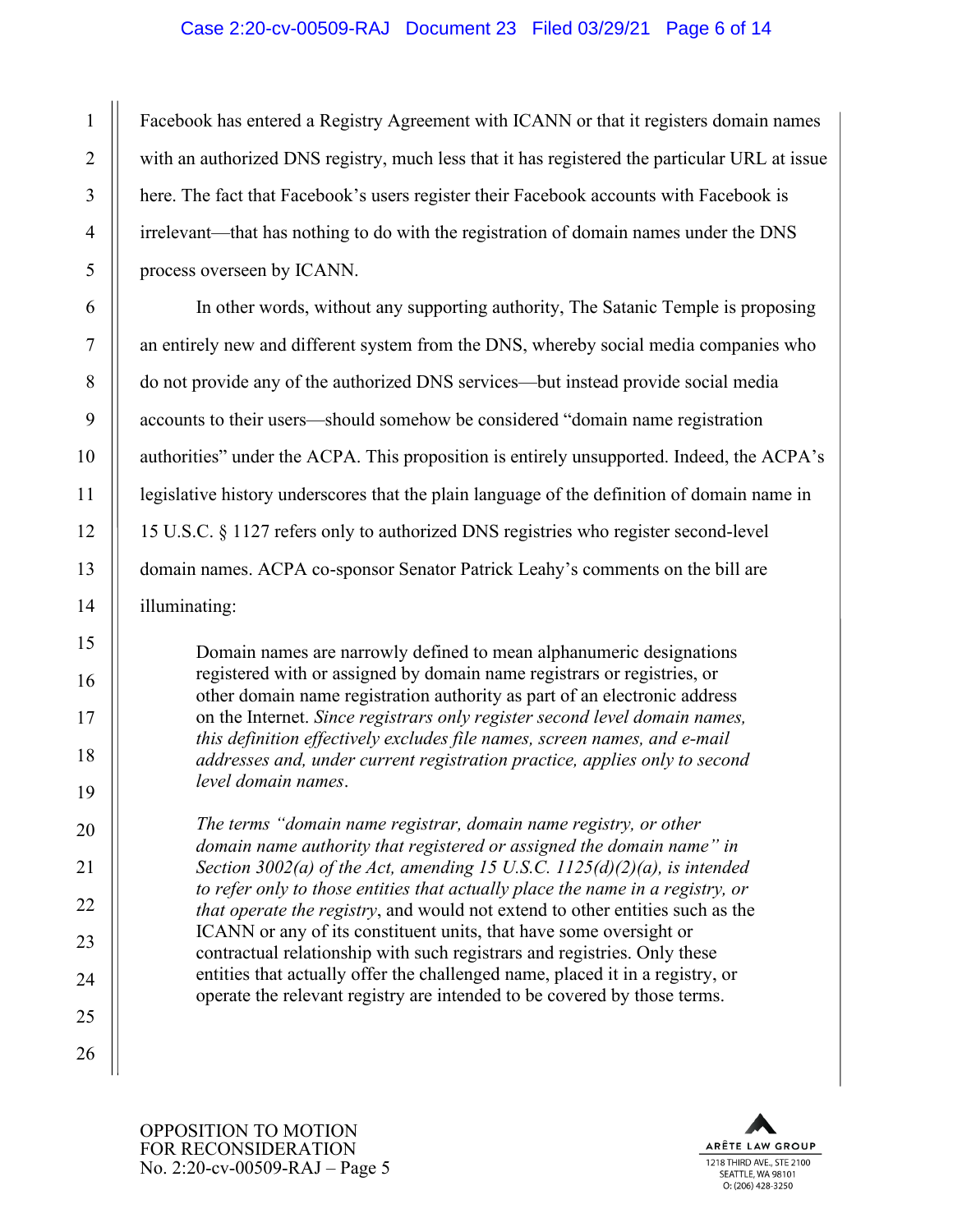Facebook has entered a Registry Agreement with ICANN or that it registers domain names with an authorized DNS registry, much less that it has registered the particular URL at issue here. The fact that Facebook's users register their Facebook accounts with Facebook is irrelevant—that has nothing to do with the registration of domain names under the DNS process overseen by ICANN.

In other words, without any supporting authority, The Satanic Temple is proposing an entirely new and different system from the DNS, whereby social media companies who do not provide any of the authorized DNS services—but instead provide social media accounts to their users—should somehow be considered "domain name registration authorities" under the ACPA. This proposition is entirely unsupported. Indeed, the ACPA's legislative history underscores that the plain language of the definition of domain name in 15 U.S.C. § 1127 refers only to authorized DNS registries who register second-level domain names. ACPA co-sponsor Senator Patrick Leahy's comments on the bill are illuminating:

> Domain names are narrowly defined to mean alphanumeric designations registered with or assigned by domain name registrars or registries, or other domain name registration authority as part of an electronic address on the Internet. *Since registrars only register second level domain names, this definition effectively excludes file names, screen names, and e-mail addresses and, under current registration practice, applies only to second level domain names*.
>
> *The terms "domain name registrar, domain name registry, or other domain name authority that registered or assigned the domain name" in Section 3002(a) of the Act, amending 15 U.S.C. 1125(d)(2)(a), is intended to refer only to those entities that actually place the name in a registry, or that operate the registry*, and would not extend to other entities such as the ICANN or any of its constituent units, that have some oversight or contractual relationship with such registrars and registries. Only these entities that actually offer the challenged name, placed it in a registry, or operate the relevant registry are intended to be covered by those terms.

OPPOSITION TO MOTION FOR RECONSIDERATION
No. 2:20-cv-00509-RAJ – Page 5

ARÊTE LAW GROUP
1218 THIRD AVE., STE 2100
SEATTLE, WA 98101
O: (206) 428-3250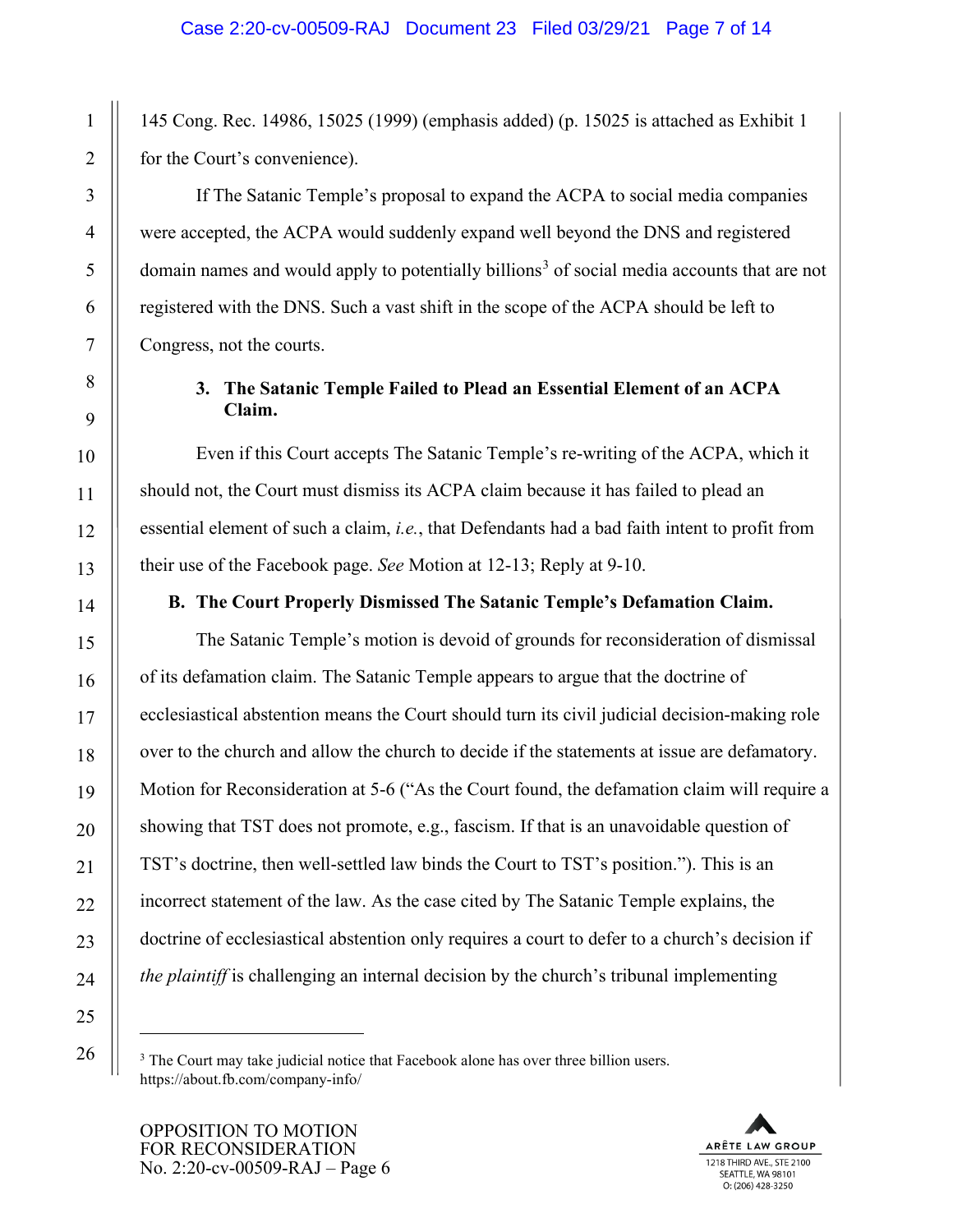145 Cong. Rec. 14986, 15025 (1999) (emphasis added) (p. 15025 is attached as Exhibit 1 for the Court's convenience).

If The Satanic Temple's proposal to expand the ACPA to social media companies were accepted, the ACPA would suddenly expand well beyond the DNS and registered domain names and would apply to potentially billions[3] of social media accounts that are not registered with the DNS. Such a vast shift in the scope of the ACPA should be left to Congress, not the courts.

### 3. The Satanic Temple Failed to Plead an Essential Element of an ACPA Claim.

Even if this Court accepts The Satanic Temple's re-writing of the ACPA, which it should not, the Court must dismiss its ACPA claim because it has failed to plead an essential element of such a claim, *i.e.*, that Defendants had a bad faith intent to profit from their use of the Facebook page. *See* Motion at 12-13; Reply at 9-10.

## B. The Court Properly Dismissed The Satanic Temple's Defamation Claim.

The Satanic Temple's motion is devoid of grounds for reconsideration of dismissal of its defamation claim. The Satanic Temple appears to argue that the doctrine of ecclesiastical abstention means the Court should turn its civil judicial decision-making role over to the church and allow the church to decide if the statements at issue are defamatory. Motion for Reconsideration at 5-6 ("As the Court found, the defamation claim will require a showing that TST does not promote, e.g., fascism. If that is an unavoidable question of TST's doctrine, then well-settled law binds the Court to TST's position."). This is an incorrect statement of the law. As the case cited by The Satanic Temple explains, the doctrine of ecclesiastical abstention only requires a court to defer to a church's decision if *the plaintiff* is challenging an internal decision by the church's tribunal implementing

---

[3] The Court may take judicial notice that Facebook alone has over three billion users. https://about.fb.com/company-info/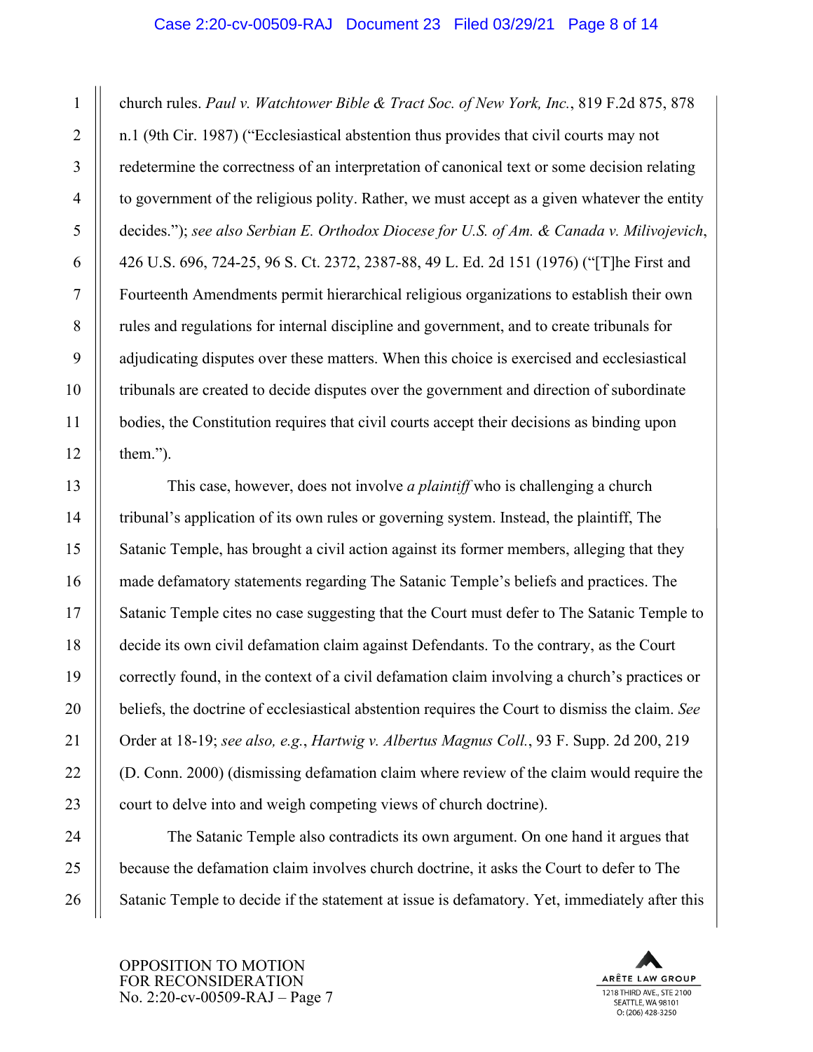church rules. *Paul v. Watchtower Bible & Tract Soc. of New York, Inc.*, 819 F.2d 875, 878 n.1 (9th Cir. 1987) ("Ecclesiastical abstention thus provides that civil courts may not redetermine the correctness of an interpretation of canonical text or some decision relating to government of the religious polity. Rather, we must accept as a given whatever the entity decides."); *see also Serbian E. Orthodox Diocese for U.S. of Am. & Canada v. Milivojevich*, 426 U.S. 696, 724-25, 96 S. Ct. 2372, 2387-88, 49 L. Ed. 2d 151 (1976) ("[T]he First and Fourteenth Amendments permit hierarchical religious organizations to establish their own rules and regulations for internal discipline and government, and to create tribunals for adjudicating disputes over these matters. When this choice is exercised and ecclesiastical tribunals are created to decide disputes over the government and direction of subordinate bodies, the Constitution requires that civil courts accept their decisions as binding upon them.").

This case, however, does not involve *a plaintiff* who is challenging a church tribunal's application of its own rules or governing system. Instead, the plaintiff, The Satanic Temple, has brought a civil action against its former members, alleging that they made defamatory statements regarding The Satanic Temple's beliefs and practices. The Satanic Temple cites no case suggesting that the Court must defer to The Satanic Temple to decide its own civil defamation claim against Defendants. To the contrary, as the Court correctly found, in the context of a civil defamation claim involving a church's practices or beliefs, the doctrine of ecclesiastical abstention requires the Court to dismiss the claim. *See* Order at 18-19; *see also, e.g.*, *Hartwig v. Albertus Magnus Coll.*, 93 F. Supp. 2d 200, 219 (D. Conn. 2000) (dismissing defamation claim where review of the claim would require the court to delve into and weigh competing views of church doctrine).

The Satanic Temple also contradicts its own argument. On one hand it argues that because the defamation claim involves church doctrine, it asks the Court to defer to The Satanic Temple to decide if the statement at issue is defamatory. Yet, immediately after this

OPPOSITION TO MOTION FOR RECONSIDERATION
No. 2:20-cv-00509-RAJ – Page 7

ARÊTE LAW GROUP
1218 THIRD AVE., STE 2100
SEATTLE, WA 98101
O: (206) 428-3250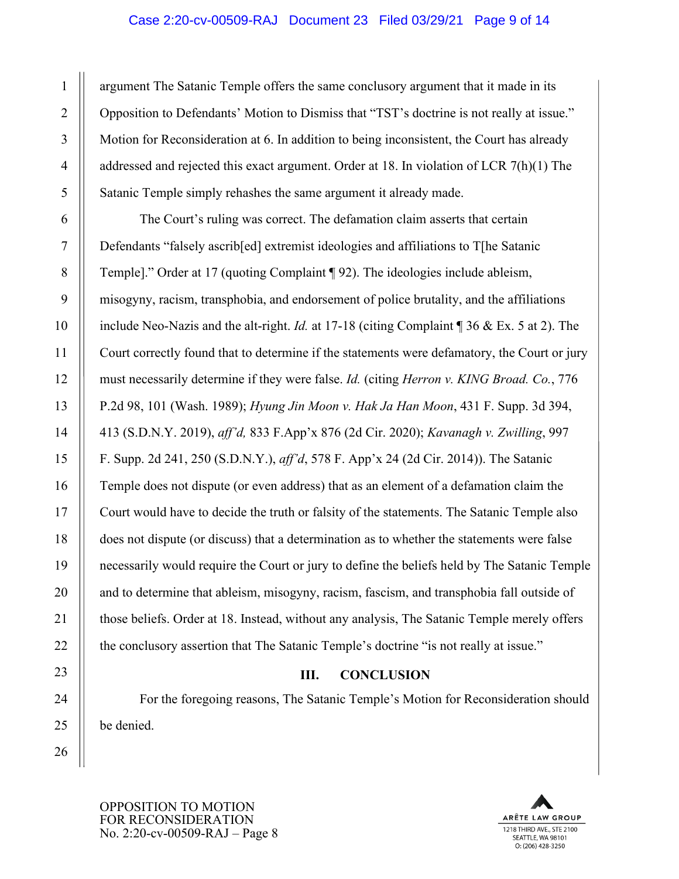argument The Satanic Temple offers the same conclusory argument that it made in its Opposition to Defendants' Motion to Dismiss that "TST's doctrine is not really at issue." Motion for Reconsideration at 6. In addition to being inconsistent, the Court has already addressed and rejected this exact argument. Order at 18. In violation of LCR 7(h)(1) The Satanic Temple simply rehashes the same argument it already made.

The Court's ruling was correct. The defamation claim asserts that certain Defendants "falsely ascrib[ed] extremist ideologies and affiliations to T[he Satanic Temple]." Order at 17 (quoting Complaint ¶ 92). The ideologies include ableism, misogyny, racism, transphobia, and endorsement of police brutality, and the affiliations include Neo-Nazis and the alt-right. *Id.* at 17-18 (citing Complaint ¶ 36 & Ex. 5 at 2). The Court correctly found that to determine if the statements were defamatory, the Court or jury must necessarily determine if they were false. *Id.* (citing *Herron v. KING Broad. Co.*, 776 P.2d 98, 101 (Wash. 1989); *Hyung Jin Moon v. Hak Ja Han Moon*, 431 F. Supp. 3d 394, 413 (S.D.N.Y. 2019), *aff'd,* 833 F.App'x 876 (2d Cir. 2020); *Kavanagh v. Zwilling*, 997 F. Supp. 2d 241, 250 (S.D.N.Y.), *aff'd*, 578 F. App'x 24 (2d Cir. 2014)). The Satanic Temple does not dispute (or even address) that as an element of a defamation claim the Court would have to decide the truth or falsity of the statements. The Satanic Temple also does not dispute (or discuss) that a determination as to whether the statements were false necessarily would require the Court or jury to define the beliefs held by The Satanic Temple and to determine that ableism, misogyny, racism, fascism, and transphobia fall outside of those beliefs. Order at 18. Instead, without any analysis, The Satanic Temple merely offers the conclusory assertion that The Satanic Temple's doctrine "is not really at issue."

## III. CONCLUSION

For the foregoing reasons, The Satanic Temple's Motion for Reconsideration should be denied.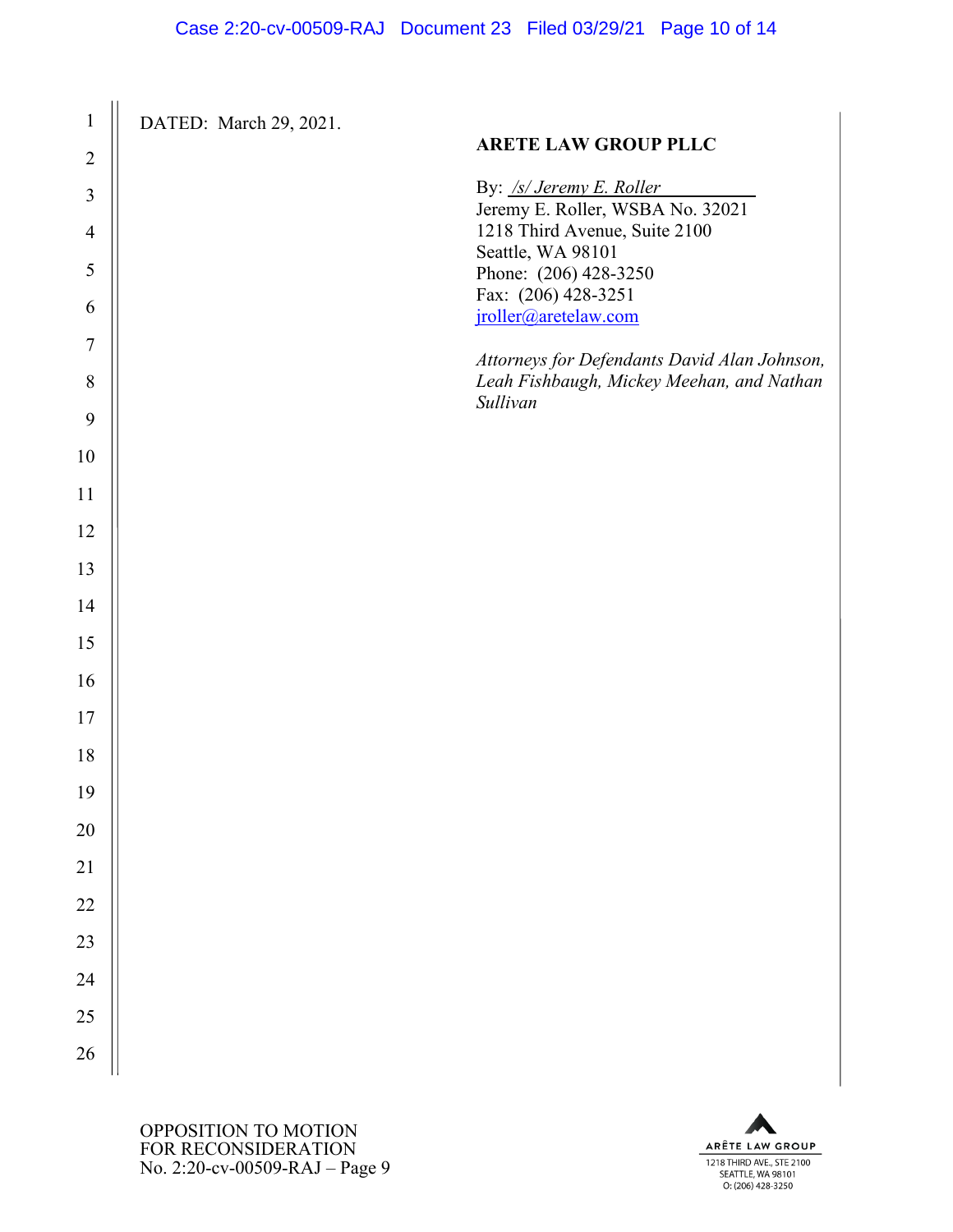DATED: March 29, 2021.

**ARETE LAW GROUP PLLC**

By: */s/ Jeremy E. Roller*
Jeremy E. Roller, WSBA No. 32021
1218 Third Avenue, Suite 2100
Seattle, WA 98101
Phone: (206) 428-3250
Fax: (206) 428-3251
jroller@aretelaw.com

*Attorneys for Defendants David Alan Johnson, Leah Fishbaugh, Mickey Meehan, and Nathan Sullivan*

OPPOSITION TO MOTION FOR RECONSIDERATION
No. 2:20-cv-00509-RAJ – Page 9

ARÊTE LAW GROUP
1218 THIRD AVE., STE 2100
SEATTLE, WA 98101
O: (206) 428-3250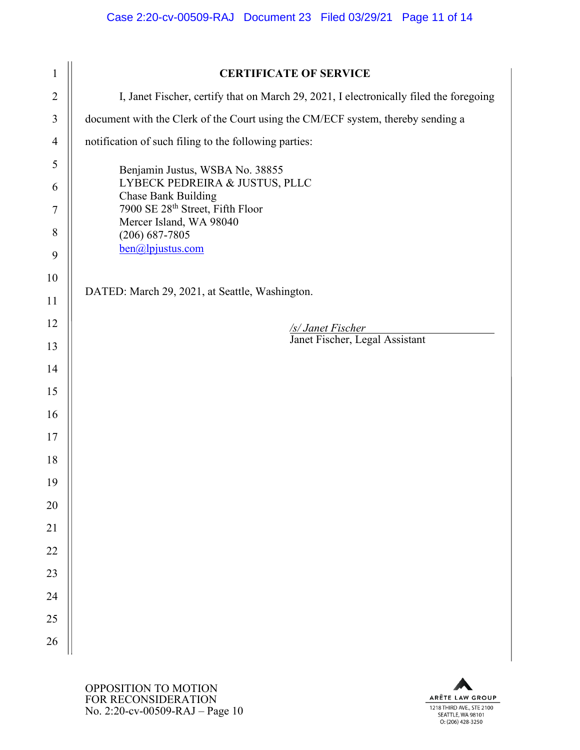## CERTIFICATE OF SERVICE

I, Janet Fischer, certify that on March 29, 2021, I electronically filed the foregoing document with the Clerk of the Court using the CM/ECF system, thereby sending a notification of such filing to the following parties:

Benjamin Justus, WSBA No. 38855
LYBECK PEDREIRA & JUSTUS, PLLC
Chase Bank Building
7900 SE 28th Street, Fifth Floor
Mercer Island, WA 98040
(206) 687-7805
ben@lpjustus.com

DATED: March 29, 2021, at Seattle, Washington.

*/s/ Janet Fischer*
Janet Fischer, Legal Assistant

OPPOSITION TO MOTION FOR RECONSIDERATION
No. 2:20-cv-00509-RAJ – Page 10

ARÊTE LAW GROUP
1218 THIRD AVE., STE 2100
SEATTLE, WA 98101
O: (206) 428-3250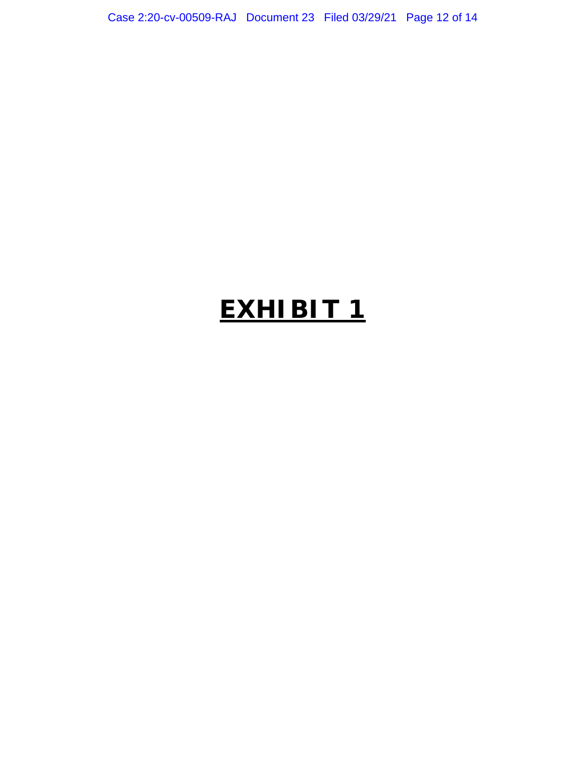# **EXHIBIT 1**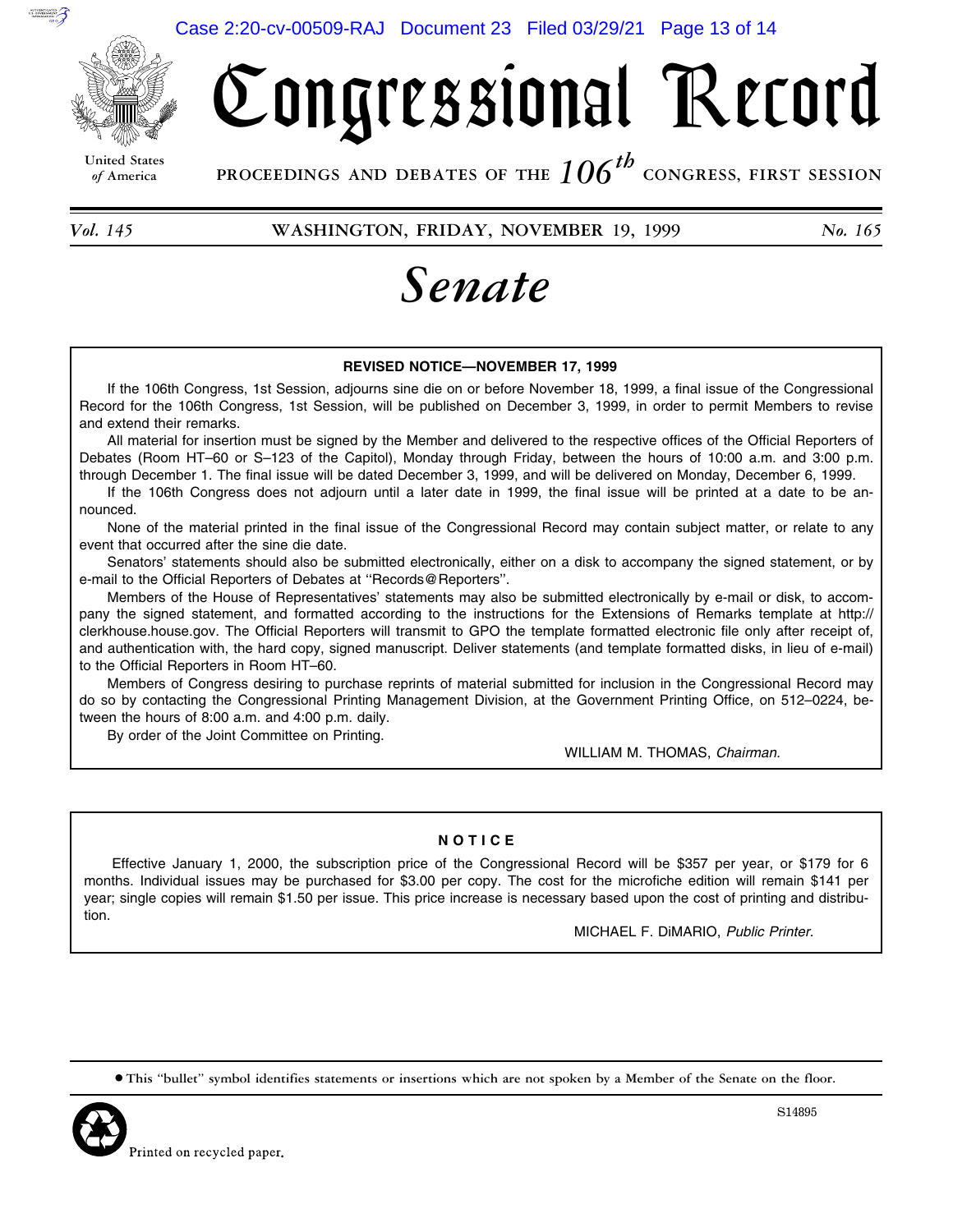# Congressional Record

United States of America

PROCEEDINGS AND DEBATES OF THE $106^{th}$ CONGRESS, FIRST SESSION

*Vol. 145* WASHINGTON, FRIDAY, NOVEMBER 19, 1999 *No. 165*

# *Senate*

**REVISED NOTICE—NOVEMBER 17, 1999**

If the 106th Congress, 1st Session, adjourns sine die on or before November 18, 1999, a final issue of the Congressional Record for the 106th Congress, 1st Session, will be published on December 3, 1999, in order to permit Members to revise and extend their remarks.

All material for insertion must be signed by the Member and delivered to the respective offices of the Official Reporters of Debates (Room HT–60 or S–123 of the Capitol), Monday through Friday, between the hours of 10:00 a.m. and 3:00 p.m. through December 1. The final issue will be dated December 3, 1999, and will be delivered on Monday, December 6, 1999.

If the 106th Congress does not adjourn until a later date in 1999, the final issue will be printed at a date to be announced.

None of the material printed in the final issue of the Congressional Record may contain subject matter, or relate to any event that occurred after the sine die date.

Senators' statements should also be submitted electronically, either on a disk to accompany the signed statement, or by e-mail to the Official Reporters of Debates at ''Records@Reporters''.

Members of the House of Representatives' statements may also be submitted electronically by e-mail or disk, to accompany the signed statement, and formatted according to the instructions for the Extensions of Remarks template at http://clerkhouse.house.gov. The Official Reporters will transmit to GPO the template formatted electronic file only after receipt of, and authentication with, the hard copy, signed manuscript. Deliver statements (and template formatted disks, in lieu of e-mail) to the Official Reporters in Room HT–60.

Members of Congress desiring to purchase reprints of material submitted for inclusion in the Congressional Record may do so by contacting the Congressional Printing Management Division, at the Government Printing Office, on 512–0224, between the hours of 8:00 a.m. and 4:00 p.m. daily.

By order of the Joint Committee on Printing.

WILLIAM M. THOMAS, *Chairman.*

**NOTICE**

Effective January 1, 2000, the subscription price of the Congressional Record will be $357 per year, or $179 for 6 months. Individual issues may be purchased for $3.00 per copy. The cost for the microfiche edition will remain $141 per year; single copies will remain $1.50 per issue. This price increase is necessary based upon the cost of printing and distribution.

MICHAEL F. DiMARIO, *Public Printer.*

● This ''bullet'' symbol identifies statements or insertions which are not spoken by a Member of the Senate on the floor.

S14895

Printed on recycled paper.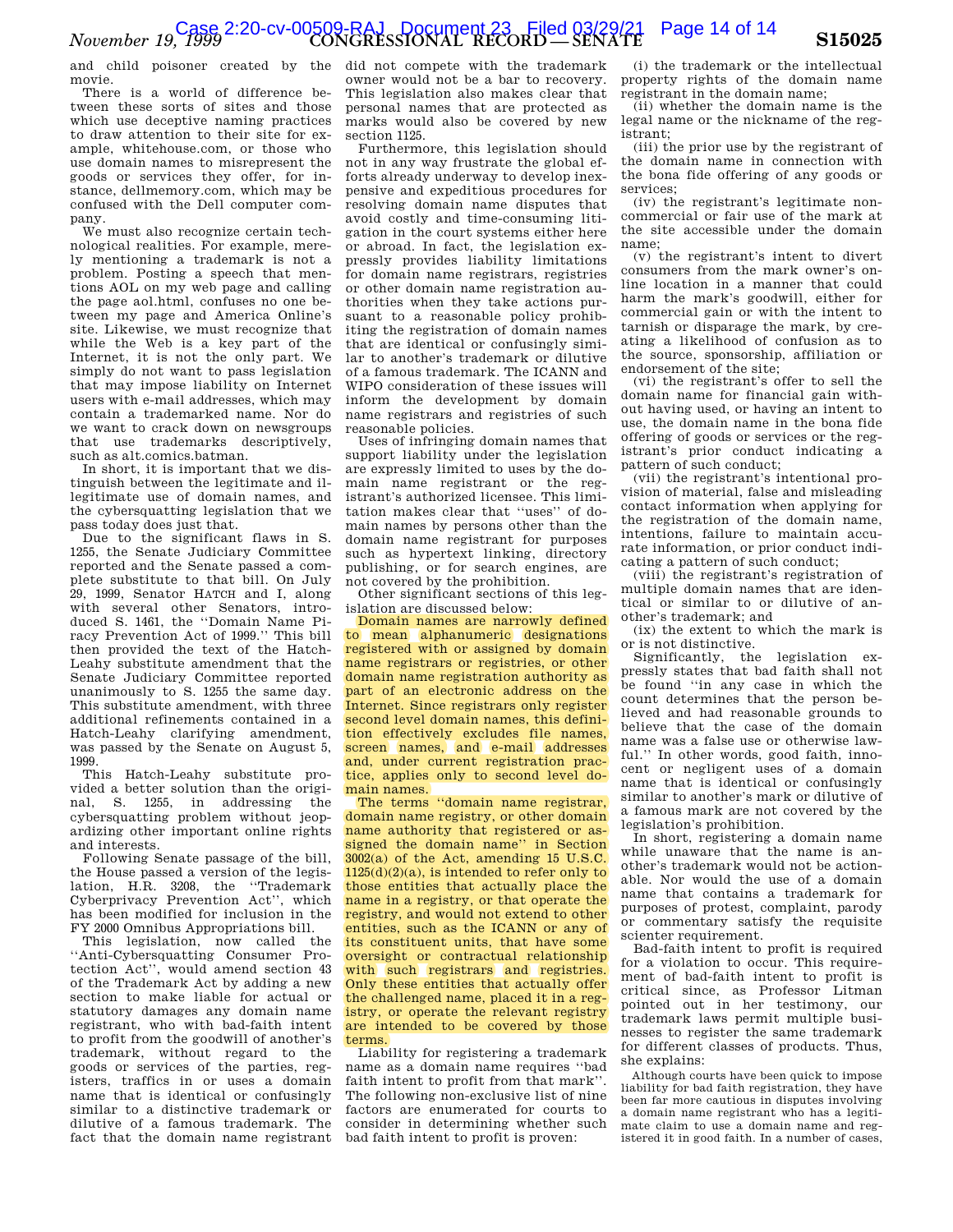and child poisoner created by the movie.

There is a world of difference between these sorts of sites and those which use deceptive naming practices to draw attention to their site for example, whitehouse.com, or those who use domain names to misrepresent the goods or services they offer, for instance, dellmemory.com, which may be confused with the Dell computer company.

We must also recognize certain technological realities. For example, merely mentioning a trademark is not a problem. Posting a speech that mentions AOL on my web page and calling the page aol.html, confuses no one between my page and America Online's site. Likewise, we must recognize that while the Web is a key part of the Internet, it is not the only part. We simply do not want to pass legislation that may impose liability on Internet users with e-mail addresses, which may contain a trademarked name. Nor do we want to crack down on newsgroups that use trademarks descriptively, such as alt.comics.batman.

In short, it is important that we distinguish between the legitimate and illegitimate use of domain names, and the cybersquatting legislation that we pass today does just that.

Due to the significant flaws in S. 1255, the Senate Judiciary Committee reported and the Senate passed a complete substitute to that bill. On July 29, 1999, Senator HATCH and I, along with several other Senators, introduced S. 1461, the "Domain Name Piracy Prevention Act of 1999." This bill then provided the text of the Hatch-Leahy substitute amendment that the Senate Judiciary Committee reported unanimously to S. 1255 the same day. This substitute amendment, with three additional refinements contained in a Hatch-Leahy clarifying amendment, was passed by the Senate on August 5, 1999.

This Hatch-Leahy substitute provided a better solution than the original, S. 1255, in addressing the cybersquatting problem without jeopardizing other important online rights and interests.

Following Senate passage of the bill, the House passed a version of the legislation, H.R. 3208, the "Trademark Cyberprivacy Prevention Act", which has been modified for inclusion in the FY 2000 Omnibus Appropriations bill.

This legislation, now called the "Anti-Cybersquatting Consumer Protection Act", would amend section 43 of the Trademark Act by adding a new section to make liable for actual or statutory damages any domain name registrant, who with bad-faith intent to profit from the goodwill of another's trademark, without regard to the goods or services of the parties, registers, traffics in or uses a domain name that is identical or confusingly similar to a distinctive trademark or dilutive of a famous trademark. The fact that the domain name registrant did not compete with the trademark owner would not be a bar to recovery. This legislation also makes clear that personal names that are protected as marks would also be covered by new section 1125.

Furthermore, this legislation should not in any way frustrate the global efforts already underway to develop inexpensive and expeditious procedures for resolving domain name disputes that avoid costly and time-consuming litigation in the court systems either here or abroad. In fact, the legislation expressly provides liability limitations for domain name registrars, registries or other domain name registration authorities when they take actions pursuant to a reasonable policy prohibiting the registration of domain names that are identical or confusingly similar to another's trademark or dilutive of a famous trademark. The ICANN and WIPO consideration of these issues will inform the development by domain name registrars and registries of such reasonable policies.

Uses of infringing domain names that support liability under the legislation are expressly limited to uses by the domain name registrant or the registrant's authorized licensee. This limitation makes clear that "uses" of domain names by persons other than the domain name registrant for purposes such as hypertext linking, directory publishing, or for search engines, are not covered by the prohibition.

Other significant sections of this legislation are discussed below:

Domain names are narrowly defined to mean alphanumeric designations registered with or assigned by domain name registrars or registries, or other domain name registration authority as part of an electronic address on the Internet. Since registrars only register second level domain names, this definition effectively excludes file names, screen names, and e-mail addresses and, under current registration practice, applies only to second level domain names.

The terms "domain name registrar, domain name registry, or other domain name authority that registered or assigned the domain name" in Section 3002(a) of the Act, amending 15 U.S.C. 1125(d)(2)(a), is intended to refer only to those entities that actually place the name in a registry, or that operate the registry, and would not extend to other entities, such as the ICANN or any of its constituent units, that have some oversight or contractual relationship with such registrars and registries. Only these entities that actually offer the challenged name, placed it in a registry, or operate the relevant registry are intended to be covered by those terms.

Liability for registering a trademark name as a domain name requires "bad faith intent to profit from that mark". The following non-exclusive list of nine factors are enumerated for courts to consider in determining whether such bad faith intent to profit is proven:

(i) the trademark or the intellectual property rights of the domain name registrant in the domain name;

(ii) whether the domain name is the legal name or the nickname of the registrant;

(iii) the prior use by the registrant of the domain name in connection with the bona fide offering of any goods or services;

(iv) the registrant's legitimate noncommercial or fair use of the mark at the site accessible under the domain name;

(v) the registrant's intent to divert consumers from the mark owner's online location in a manner that could harm the mark's goodwill, either for commercial gain or with the intent to tarnish or disparage the mark, by creating a likelihood of confusion as to the source, sponsorship, affiliation or endorsement of the site;

(vi) the registrant's offer to sell the domain name for financial gain without having used, or having an intent to use, the domain name in the bona fide offering of goods or services or the registrant's prior conduct indicating a pattern of such conduct;

(vii) the registrant's intentional provision of material, false and misleading contact information when applying for the registration of the domain name, intentions, failure to maintain accurate information, or prior conduct indicating a pattern of such conduct;

(viii) the registrant's registration of multiple domain names that are identical or similar to or dilutive of another's trademark; and

(ix) the extent to which the mark is or is not distinctive.

Significantly, the legislation expressly states that bad faith shall not be found "in any case in which the count determines that the person believed and had reasonable grounds to believe that the case of the domain name was a false use or otherwise lawful." In other words, good faith, innocent or negligent uses of a domain name that is identical or confusingly similar to another's mark or dilutive of a famous mark are not covered by the legislation's prohibition.

In short, registering a domain name while unaware that the name is another's trademark would not be actionable. Nor would the use of a domain name that contains a trademark for purposes of protest, complaint, parody or commentary satisfy the requisite scienter requirement.

Bad-faith intent to profit is required for a violation to occur. This requirement of bad-faith intent to profit is critical since, as Professor Litman pointed out in her testimony, our trademark laws permit multiple businesses to register the same trademark for different classes of products. Thus, she explains:

> Although courts have been quick to impose liability for bad faith registration, they have been far more cautious in disputes involving a domain name registrant who has a legitimate claim to use a domain name and registered it in good faith. In a number of cases,